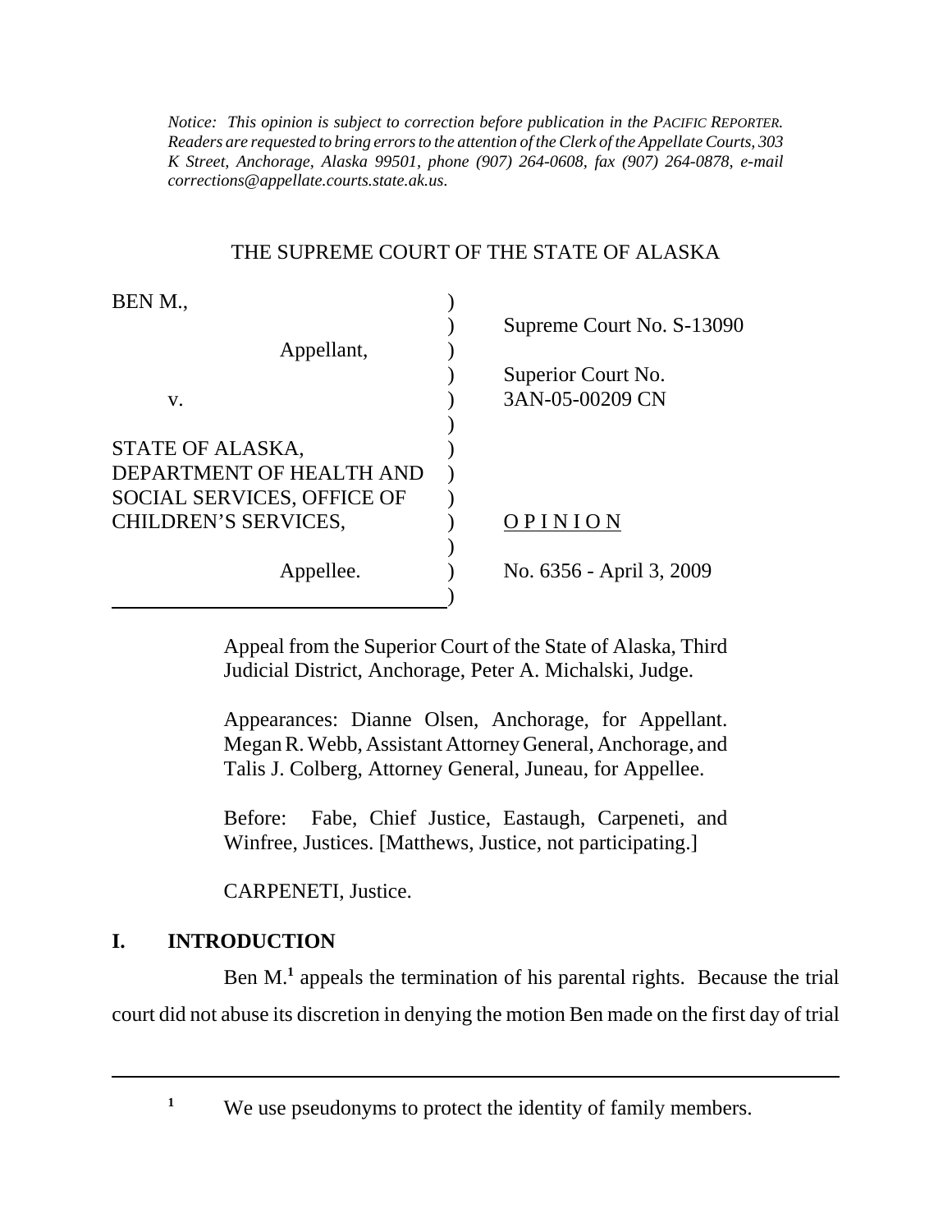*Notice: This opinion is subject to correction before publication in the PACIFIC REPORTER. Readers are requested to bring errors to the attention of the Clerk of the Appellate Courts, 303 K Street, Anchorage, Alaska 99501, phone (907) 264-0608, fax (907) 264-0878, e-mail corrections@appellate.courts.state.ak.us.*

THE SUPREME COURT OF THE STATE OF ALASKA

| | |
|---|---|
| BEN M., | Supreme Court No. S-13090 |
| Appellant, | Superior Court No. 3AN-05-00209 CN |
| v. | |
| STATE OF ALASKA, DEPARTMENT OF HEALTH AND SOCIAL SERVICES, OFFICE OF CHILDREN'S SERVICES, | O P I N I O N |
| Appellee. | No. 6356 - April 3, 2009 |

Appeal from the Superior Court of the State of Alaska, Third Judicial District, Anchorage, Peter A. Michalski, Judge.

Appearances: Dianne Olsen, Anchorage, for Appellant. Megan R. Webb, Assistant Attorney General, Anchorage, and Talis J. Colberg, Attorney General, Juneau, for Appellee.

Before: Fabe, Chief Justice, Eastaugh, Carpeneti, and Winfree, Justices. [Matthews, Justice, not participating.]

CARPENETI, Justice.

## I. INTRODUCTION

Ben M.[1] appeals the termination of his parental rights. Because the trial court did not abuse its discretion in denying the motion Ben made on the first day of trial

---

[1] We use pseudonyms to protect the identity of family members.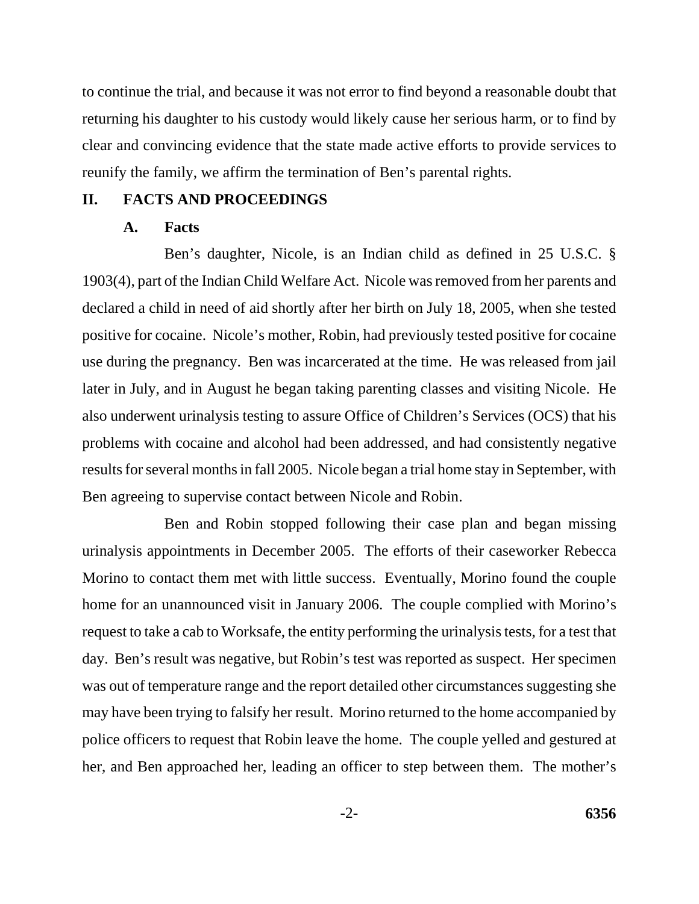to continue the trial, and because it was not error to find beyond a reasonable doubt that returning his daughter to his custody would likely cause her serious harm, or to find by clear and convincing evidence that the state made active efforts to provide services to reunify the family, we affirm the termination of Ben's parental rights.

## II. FACTS AND PROCEEDINGS

### A. Facts

Ben's daughter, Nicole, is an Indian child as defined in 25 U.S.C. § 1903(4), part of the Indian Child Welfare Act. Nicole was removed from her parents and declared a child in need of aid shortly after her birth on July 18, 2005, when she tested positive for cocaine. Nicole's mother, Robin, had previously tested positive for cocaine use during the pregnancy. Ben was incarcerated at the time. He was released from jail later in July, and in August he began taking parenting classes and visiting Nicole. He also underwent urinalysis testing to assure Office of Children's Services (OCS) that his problems with cocaine and alcohol had been addressed, and had consistently negative results for several months in fall 2005. Nicole began a trial home stay in September, with Ben agreeing to supervise contact between Nicole and Robin.

Ben and Robin stopped following their case plan and began missing urinalysis appointments in December 2005. The efforts of their caseworker Rebecca Morino to contact them met with little success. Eventually, Morino found the couple home for an unannounced visit in January 2006. The couple complied with Morino's request to take a cab to Worksafe, the entity performing the urinalysis tests, for a test that day. Ben's result was negative, but Robin's test was reported as suspect. Her specimen was out of temperature range and the report detailed other circumstances suggesting she may have been trying to falsify her result. Morino returned to the home accompanied by police officers to request that Robin leave the home. The couple yelled and gestured at her, and Ben approached her, leading an officer to step between them. The mother's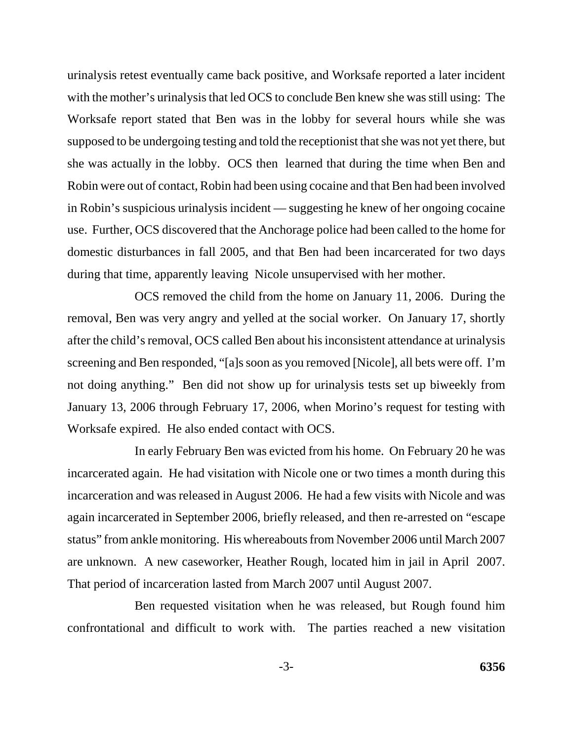urinalysis retest eventually came back positive, and Worksafe reported a later incident with the mother's urinalysis that led OCS to conclude Ben knew she was still using: The Worksafe report stated that Ben was in the lobby for several hours while she was supposed to be undergoing testing and told the receptionist that she was not yet there, but she was actually in the lobby. OCS then learned that during the time when Ben and Robin were out of contact, Robin had been using cocaine and that Ben had been involved in Robin's suspicious urinalysis incident — suggesting he knew of her ongoing cocaine use. Further, OCS discovered that the Anchorage police had been called to the home for domestic disturbances in fall 2005, and that Ben had been incarcerated for two days during that time, apparently leaving Nicole unsupervised with her mother.

OCS removed the child from the home on January 11, 2006. During the removal, Ben was very angry and yelled at the social worker. On January 17, shortly after the child's removal, OCS called Ben about his inconsistent attendance at urinalysis screening and Ben responded, "[a]s soon as you removed [Nicole], all bets were off. I'm not doing anything." Ben did not show up for urinalysis tests set up biweekly from January 13, 2006 through February 17, 2006, when Morino's request for testing with Worksafe expired. He also ended contact with OCS.

In early February Ben was evicted from his home. On February 20 he was incarcerated again. He had visitation with Nicole one or two times a month during this incarceration and was released in August 2006. He had a few visits with Nicole and was again incarcerated in September 2006, briefly released, and then re-arrested on "escape status" from ankle monitoring. His whereabouts from November 2006 until March 2007 are unknown. A new caseworker, Heather Rough, located him in jail in April 2007. That period of incarceration lasted from March 2007 until August 2007.

Ben requested visitation when he was released, but Rough found him confrontational and difficult to work with. The parties reached a new visitation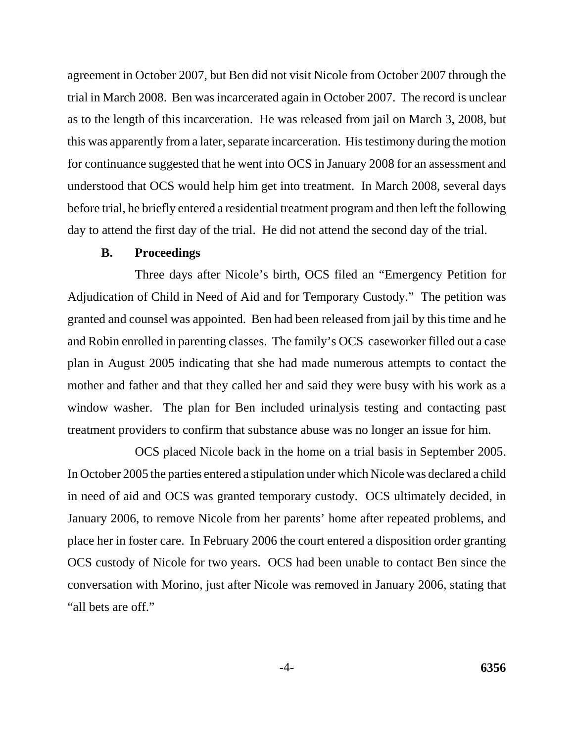agreement in October 2007, but Ben did not visit Nicole from October 2007 through the trial in March 2008. Ben was incarcerated again in October 2007. The record is unclear as to the length of this incarceration. He was released from jail on March 3, 2008, but this was apparently from a later, separate incarceration. His testimony during the motion for continuance suggested that he went into OCS in January 2008 for an assessment and understood that OCS would help him get into treatment. In March 2008, several days before trial, he briefly entered a residential treatment program and then left the following day to attend the first day of the trial. He did not attend the second day of the trial.

### B. Proceedings

Three days after Nicole's birth, OCS filed an "Emergency Petition for Adjudication of Child in Need of Aid and for Temporary Custody." The petition was granted and counsel was appointed. Ben had been released from jail by this time and he and Robin enrolled in parenting classes. The family's OCS caseworker filled out a case plan in August 2005 indicating that she had made numerous attempts to contact the mother and father and that they called her and said they were busy with his work as a window washer. The plan for Ben included urinalysis testing and contacting past treatment providers to confirm that substance abuse was no longer an issue for him.

OCS placed Nicole back in the home on a trial basis in September 2005. In October 2005 the parties entered a stipulation under which Nicole was declared a child in need of aid and OCS was granted temporary custody. OCS ultimately decided, in January 2006, to remove Nicole from her parents' home after repeated problems, and place her in foster care. In February 2006 the court entered a disposition order granting OCS custody of Nicole for two years. OCS had been unable to contact Ben since the conversation with Morino, just after Nicole was removed in January 2006, stating that "all bets are off."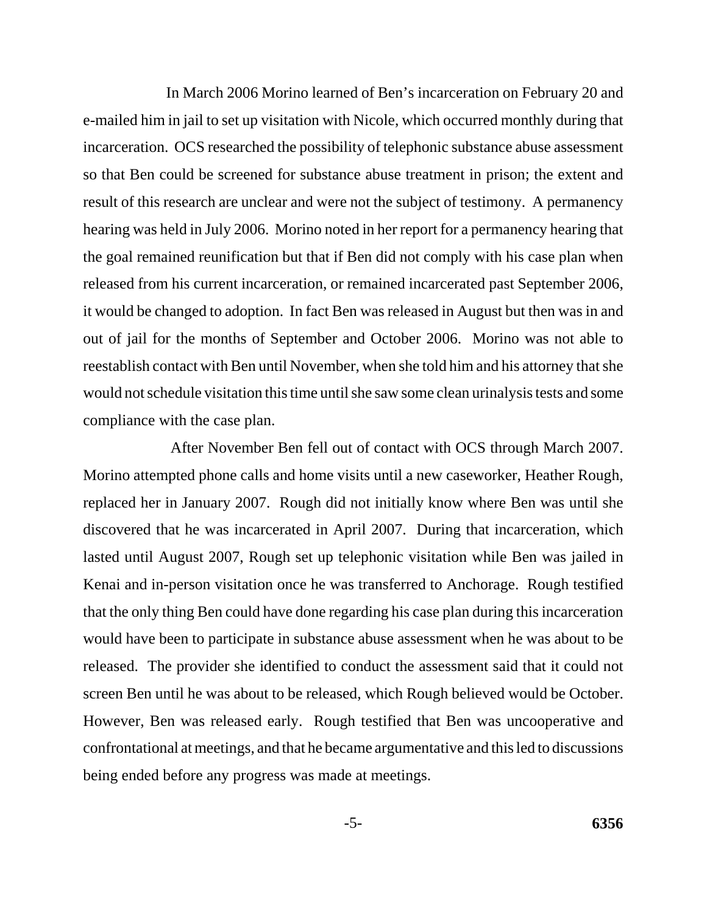In March 2006 Morino learned of Ben's incarceration on February 20 and e-mailed him in jail to set up visitation with Nicole, which occurred monthly during that incarceration. OCS researched the possibility of telephonic substance abuse assessment so that Ben could be screened for substance abuse treatment in prison; the extent and result of this research are unclear and were not the subject of testimony. A permanency hearing was held in July 2006. Morino noted in her report for a permanency hearing that the goal remained reunification but that if Ben did not comply with his case plan when released from his current incarceration, or remained incarcerated past September 2006, it would be changed to adoption. In fact Ben was released in August but then was in and out of jail for the months of September and October 2006. Morino was not able to reestablish contact with Ben until November, when she told him and his attorney that she would not schedule visitation this time until she saw some clean urinalysis tests and some compliance with the case plan.

After November Ben fell out of contact with OCS through March 2007. Morino attempted phone calls and home visits until a new caseworker, Heather Rough, replaced her in January 2007. Rough did not initially know where Ben was until she discovered that he was incarcerated in April 2007. During that incarceration, which lasted until August 2007, Rough set up telephonic visitation while Ben was jailed in Kenai and in-person visitation once he was transferred to Anchorage. Rough testified that the only thing Ben could have done regarding his case plan during this incarceration would have been to participate in substance abuse assessment when he was about to be released. The provider she identified to conduct the assessment said that it could not screen Ben until he was about to be released, which Rough believed would be October. However, Ben was released early. Rough testified that Ben was uncooperative and confrontational at meetings, and that he became argumentative and this led to discussions being ended before any progress was made at meetings.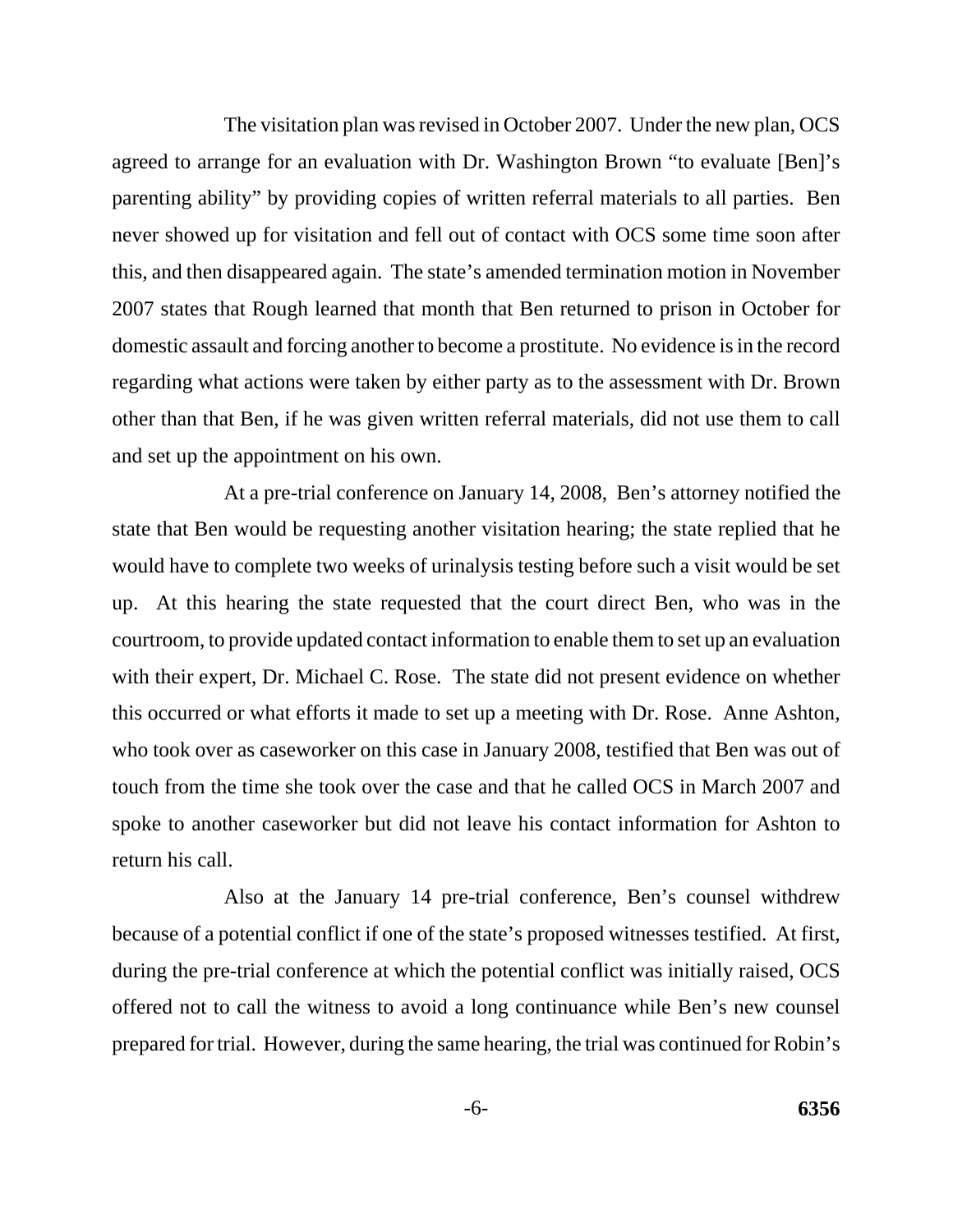The visitation plan was revised in October 2007. Under the new plan, OCS agreed to arrange for an evaluation with Dr. Washington Brown "to evaluate [Ben]'s parenting ability" by providing copies of written referral materials to all parties. Ben never showed up for visitation and fell out of contact with OCS some time soon after this, and then disappeared again. The state's amended termination motion in November 2007 states that Rough learned that month that Ben returned to prison in October for domestic assault and forcing another to become a prostitute. No evidence is in the record regarding what actions were taken by either party as to the assessment with Dr. Brown other than that Ben, if he was given written referral materials, did not use them to call and set up the appointment on his own.

At a pre-trial conference on January 14, 2008, Ben's attorney notified the state that Ben would be requesting another visitation hearing; the state replied that he would have to complete two weeks of urinalysis testing before such a visit would be set up. At this hearing the state requested that the court direct Ben, who was in the courtroom, to provide updated contact information to enable them to set up an evaluation with their expert, Dr. Michael C. Rose. The state did not present evidence on whether this occurred or what efforts it made to set up a meeting with Dr. Rose. Anne Ashton, who took over as caseworker on this case in January 2008, testified that Ben was out of touch from the time she took over the case and that he called OCS in March 2007 and spoke to another caseworker but did not leave his contact information for Ashton to return his call.

Also at the January 14 pre-trial conference, Ben's counsel withdrew because of a potential conflict if one of the state's proposed witnesses testified. At first, during the pre-trial conference at which the potential conflict was initially raised, OCS offered not to call the witness to avoid a long continuance while Ben's new counsel prepared for trial. However, during the same hearing, the trial was continued for Robin's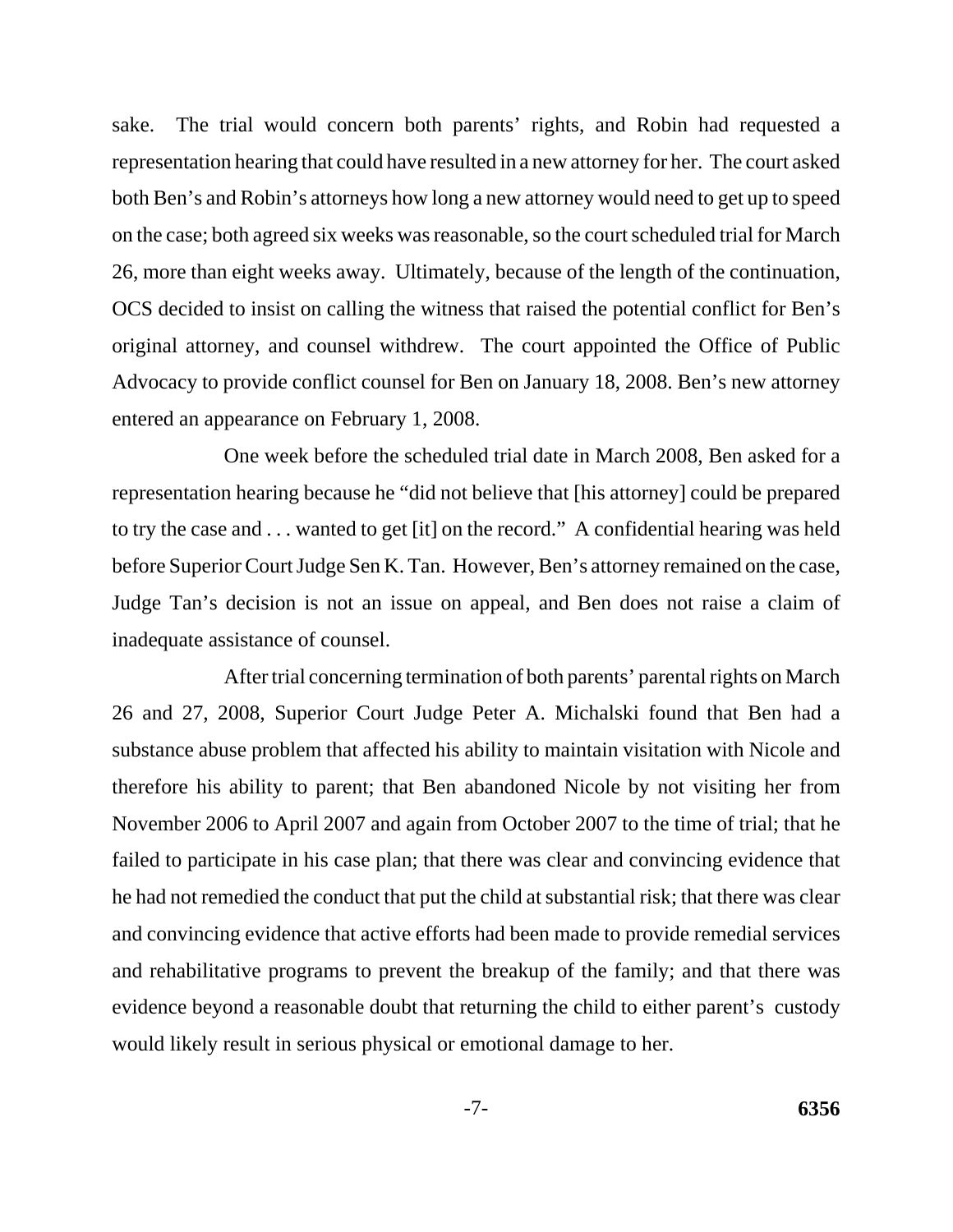sake. The trial would concern both parents' rights, and Robin had requested a representation hearing that could have resulted in a new attorney for her. The court asked both Ben's and Robin's attorneys how long a new attorney would need to get up to speed on the case; both agreed six weeks was reasonable, so the court scheduled trial for March 26, more than eight weeks away. Ultimately, because of the length of the continuation, OCS decided to insist on calling the witness that raised the potential conflict for Ben's original attorney, and counsel withdrew. The court appointed the Office of Public Advocacy to provide conflict counsel for Ben on January 18, 2008. Ben's new attorney entered an appearance on February 1, 2008.

One week before the scheduled trial date in March 2008, Ben asked for a representation hearing because he "did not believe that [his attorney] could be prepared to try the case and . . . wanted to get [it] on the record." A confidential hearing was held before Superior Court Judge Sen K. Tan. However, Ben's attorney remained on the case, Judge Tan's decision is not an issue on appeal, and Ben does not raise a claim of inadequate assistance of counsel.

After trial concerning termination of both parents' parental rights on March 26 and 27, 2008, Superior Court Judge Peter A. Michalski found that Ben had a substance abuse problem that affected his ability to maintain visitation with Nicole and therefore his ability to parent; that Ben abandoned Nicole by not visiting her from November 2006 to April 2007 and again from October 2007 to the time of trial; that he failed to participate in his case plan; that there was clear and convincing evidence that he had not remedied the conduct that put the child at substantial risk; that there was clear and convincing evidence that active efforts had been made to provide remedial services and rehabilitative programs to prevent the breakup of the family; and that there was evidence beyond a reasonable doubt that returning the child to either parent's custody would likely result in serious physical or emotional damage to her.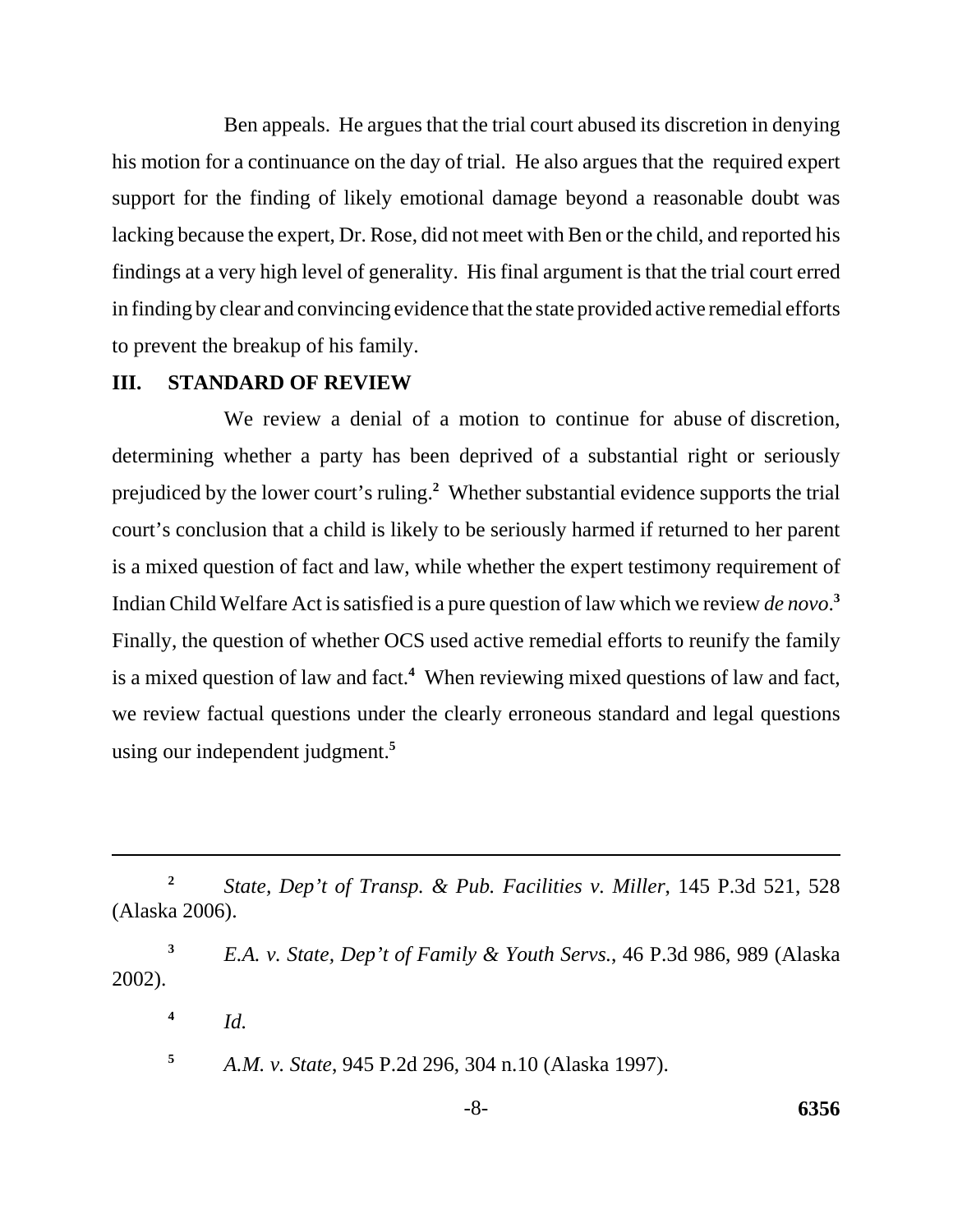Ben appeals. He argues that the trial court abused its discretion in denying his motion for a continuance on the day of trial. He also argues that the required expert support for the finding of likely emotional damage beyond a reasonable doubt was lacking because the expert, Dr. Rose, did not meet with Ben or the child, and reported his findings at a very high level of generality. His final argument is that the trial court erred in finding by clear and convincing evidence that the state provided active remedial efforts to prevent the breakup of his family.

## III. STANDARD OF REVIEW

We review a denial of a motion to continue for abuse of discretion, determining whether a party has been deprived of a substantial right or seriously prejudiced by the lower court's ruling.[2] Whether substantial evidence supports the trial court's conclusion that a child is likely to be seriously harmed if returned to her parent is a mixed question of fact and law, while whether the expert testimony requirement of Indian Child Welfare Act is satisfied is a pure question of law which we review *de novo*.[3] Finally, the question of whether OCS used active remedial efforts to reunify the family is a mixed question of law and fact.[4] When reviewing mixed questions of law and fact, we review factual questions under the clearly erroneous standard and legal questions using our independent judgment.[5]

---

[2] *State, Dep't of Transp. & Pub. Facilities v. Miller*, 145 P.3d 521, 528 (Alaska 2006).

[3] *E.A. v. State, Dep't of Family & Youth Servs.*, 46 P.3d 986, 989 (Alaska 2002).

[4] *Id.*

[5] *A.M. v. State*, 945 P.2d 296, 304 n.10 (Alaska 1997).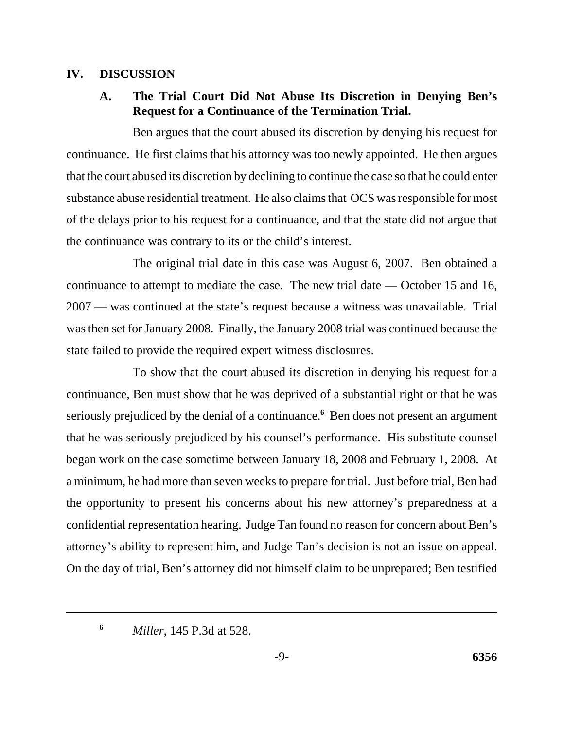## IV. DISCUSSION

### A. The Trial Court Did Not Abuse Its Discretion in Denying Ben's Request for a Continuance of the Termination Trial.

Ben argues that the court abused its discretion by denying his request for continuance. He first claims that his attorney was too newly appointed. He then argues that the court abused its discretion by declining to continue the case so that he could enter substance abuse residential treatment. He also claims that OCS was responsible for most of the delays prior to his request for a continuance, and that the state did not argue that the continuance was contrary to its or the child's interest.

The original trial date in this case was August 6, 2007. Ben obtained a continuance to attempt to mediate the case. The new trial date — October 15 and 16, 2007 — was continued at the state's request because a witness was unavailable. Trial was then set for January 2008. Finally, the January 2008 trial was continued because the state failed to provide the required expert witness disclosures.

To show that the court abused its discretion in denying his request for a continuance, Ben must show that he was deprived of a substantial right or that he was seriously prejudiced by the denial of a continuance.[6] Ben does not present an argument that he was seriously prejudiced by his counsel's performance. His substitute counsel began work on the case sometime between January 18, 2008 and February 1, 2008. At a minimum, he had more than seven weeks to prepare for trial. Just before trial, Ben had the opportunity to present his concerns about his new attorney's preparedness at a confidential representation hearing. Judge Tan found no reason for concern about Ben's attorney's ability to represent him, and Judge Tan's decision is not an issue on appeal. On the day of trial, Ben's attorney did not himself claim to be unprepared; Ben testified

---

[6] *Miller*, 145 P.3d at 528.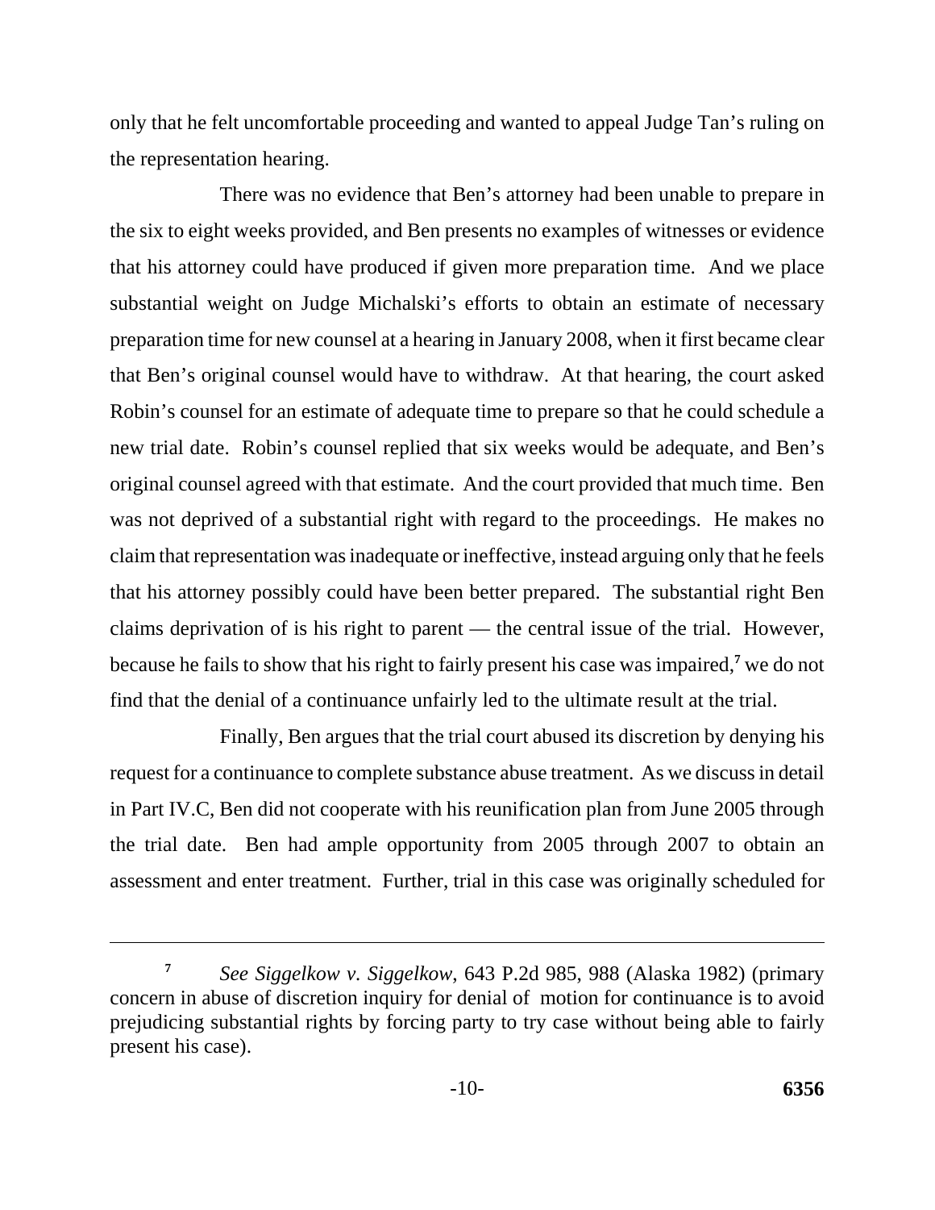only that he felt uncomfortable proceeding and wanted to appeal Judge Tan's ruling on the representation hearing.

There was no evidence that Ben's attorney had been unable to prepare in the six to eight weeks provided, and Ben presents no examples of witnesses or evidence that his attorney could have produced if given more preparation time. And we place substantial weight on Judge Michalski's efforts to obtain an estimate of necessary preparation time for new counsel at a hearing in January 2008, when it first became clear that Ben's original counsel would have to withdraw. At that hearing, the court asked Robin's counsel for an estimate of adequate time to prepare so that he could schedule a new trial date. Robin's counsel replied that six weeks would be adequate, and Ben's original counsel agreed with that estimate. And the court provided that much time. Ben was not deprived of a substantial right with regard to the proceedings. He makes no claim that representation was inadequate or ineffective, instead arguing only that he feels that his attorney possibly could have been better prepared. The substantial right Ben claims deprivation of is his right to parent — the central issue of the trial. However, because he fails to show that his right to fairly present his case was impaired,[7] we do not find that the denial of a continuance unfairly led to the ultimate result at the trial.

Finally, Ben argues that the trial court abused its discretion by denying his request for a continuance to complete substance abuse treatment. As we discuss in detail in Part IV.C, Ben did not cooperate with his reunification plan from June 2005 through the trial date. Ben had ample opportunity from 2005 through 2007 to obtain an assessment and enter treatment. Further, trial in this case was originally scheduled for

---

[7] *See Siggelkow v. Siggelkow*, 643 P.2d 985, 988 (Alaska 1982) (primary concern in abuse of discretion inquiry for denial of motion for continuance is to avoid prejudicing substantial rights by forcing party to try case without being able to fairly present his case).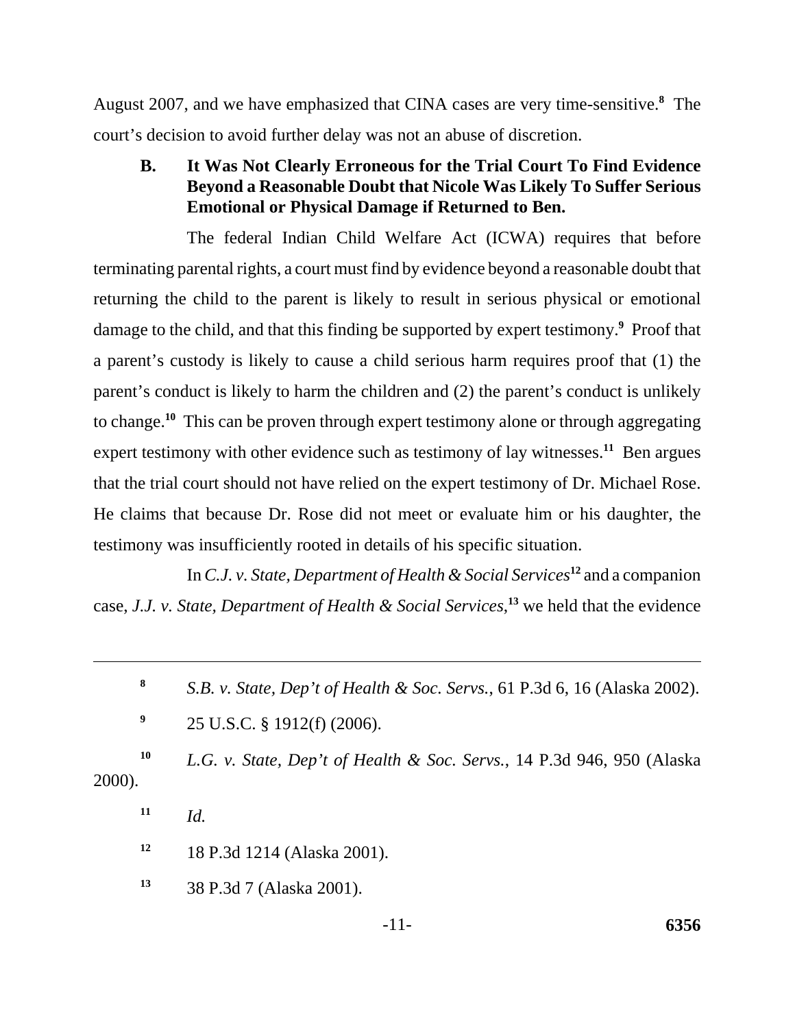August 2007, and we have emphasized that CINA cases are very time-sensitive.[8] The court's decision to avoid further delay was not an abuse of discretion.

### B. It Was Not Clearly Erroneous for the Trial Court To Find Evidence Beyond a Reasonable Doubt that Nicole Was Likely To Suffer Serious Emotional or Physical Damage if Returned to Ben.

The federal Indian Child Welfare Act (ICWA) requires that before terminating parental rights, a court must find by evidence beyond a reasonable doubt that returning the child to the parent is likely to result in serious physical or emotional damage to the child, and that this finding be supported by expert testimony.[9] Proof that a parent's custody is likely to cause a child serious harm requires proof that (1) the parent's conduct is likely to harm the children and (2) the parent's conduct is unlikely to change.[10] This can be proven through expert testimony alone or through aggregating expert testimony with other evidence such as testimony of lay witnesses.[11] Ben argues that the trial court should not have relied on the expert testimony of Dr. Michael Rose. He claims that because Dr. Rose did not meet or evaluate him or his daughter, the testimony was insufficiently rooted in details of his specific situation.

In *C.J. v. State, Department of Health & Social Services*[12] and a companion case, *J.J. v. State, Department of Health & Social Services*,[13] we held that the evidence

---

[8] *S.B. v. State, Dep't of Health & Soc. Servs.*, 61 P.3d 6, 16 (Alaska 2002).

[9] 25 U.S.C. § 1912(f) (2006).

[10] *L.G. v. State, Dep't of Health & Soc. Servs.*, 14 P.3d 946, 950 (Alaska 2000).

[11] *Id.*

[12] 18 P.3d 1214 (Alaska 2001).

[13] 38 P.3d 7 (Alaska 2001).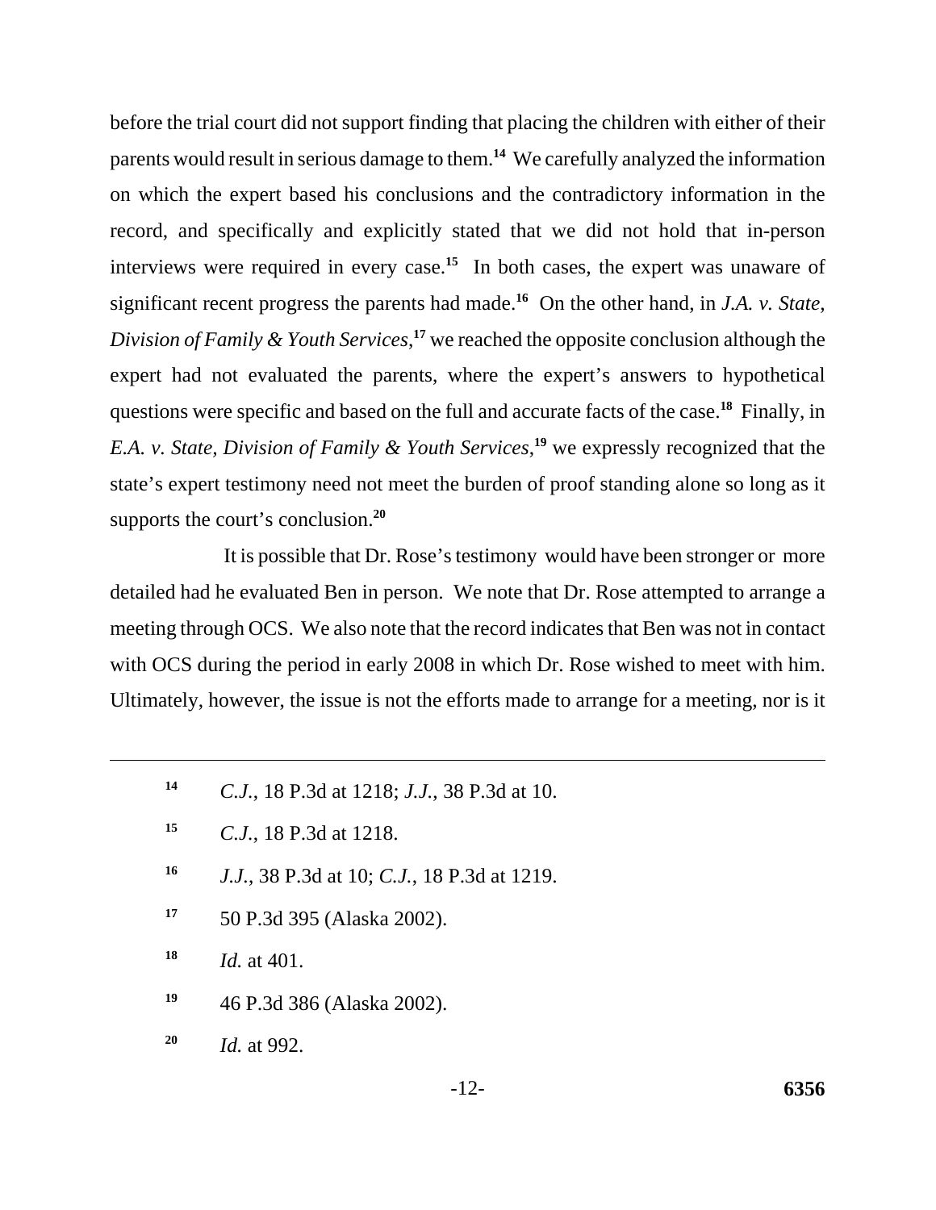before the trial court did not support finding that placing the children with either of their parents would result in serious damage to them.[14] We carefully analyzed the information on which the expert based his conclusions and the contradictory information in the record, and specifically and explicitly stated that we did not hold that in-person interviews were required in every case.[15] In both cases, the expert was unaware of significant recent progress the parents had made.[16] On the other hand, in *J.A. v. State, Division of Family & Youth Services*,[17] we reached the opposite conclusion although the expert had not evaluated the parents, where the expert's answers to hypothetical questions were specific and based on the full and accurate facts of the case.[18] Finally, in *E.A. v. State, Division of Family & Youth Services*,[19] we expressly recognized that the state's expert testimony need not meet the burden of proof standing alone so long as it supports the court's conclusion.[20]

It is possible that Dr. Rose's testimony would have been stronger or more detailed had he evaluated Ben in person. We note that Dr. Rose attempted to arrange a meeting through OCS. We also note that the record indicates that Ben was not in contact with OCS during the period in early 2008 in which Dr. Rose wished to meet with him. Ultimately, however, the issue is not the efforts made to arrange for a meeting, nor is it

---

[14] *C.J.*, 18 P.3d at 1218; *J.J.*, 38 P.3d at 10.

[15] *C.J.*, 18 P.3d at 1218.

[16] *J.J.*, 38 P.3d at 10; *C.J.*, 18 P.3d at 1219.

[17] 50 P.3d 395 (Alaska 2002).

[18] *Id.* at 401.

[19] 46 P.3d 386 (Alaska 2002).

[20] *Id.* at 992.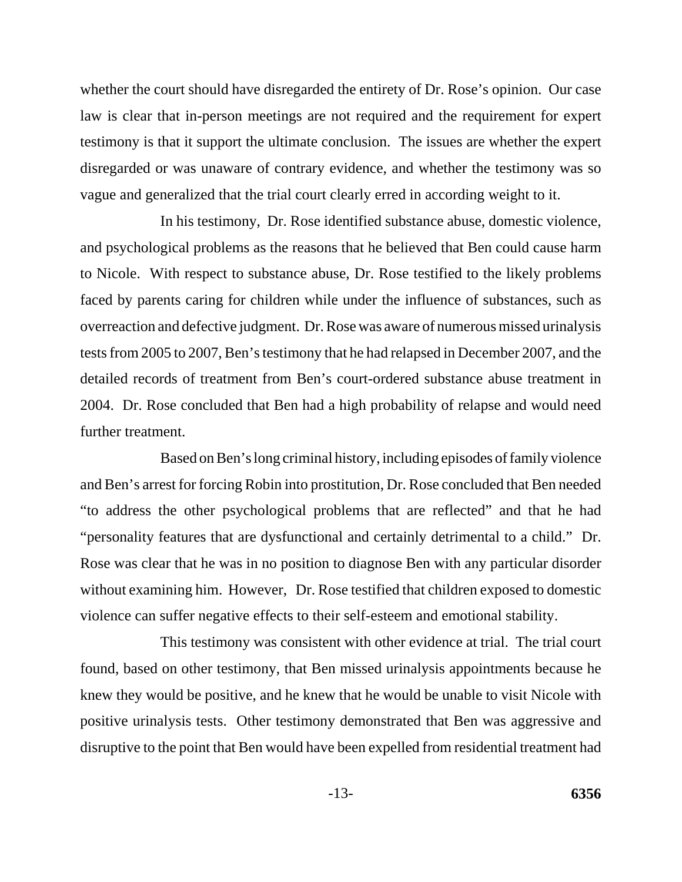whether the court should have disregarded the entirety of Dr. Rose's opinion. Our case law is clear that in-person meetings are not required and the requirement for expert testimony is that it support the ultimate conclusion. The issues are whether the expert disregarded or was unaware of contrary evidence, and whether the testimony was so vague and generalized that the trial court clearly erred in according weight to it.

In his testimony, Dr. Rose identified substance abuse, domestic violence, and psychological problems as the reasons that he believed that Ben could cause harm to Nicole. With respect to substance abuse, Dr. Rose testified to the likely problems faced by parents caring for children while under the influence of substances, such as overreaction and defective judgment. Dr. Rose was aware of numerous missed urinalysis tests from 2005 to 2007, Ben's testimony that he had relapsed in December 2007, and the detailed records of treatment from Ben's court-ordered substance abuse treatment in 2004. Dr. Rose concluded that Ben had a high probability of relapse and would need further treatment.

Based on Ben's long criminal history, including episodes of family violence and Ben's arrest for forcing Robin into prostitution, Dr. Rose concluded that Ben needed "to address the other psychological problems that are reflected" and that he had "personality features that are dysfunctional and certainly detrimental to a child." Dr. Rose was clear that he was in no position to diagnose Ben with any particular disorder without examining him. However, Dr. Rose testified that children exposed to domestic violence can suffer negative effects to their self-esteem and emotional stability.

This testimony was consistent with other evidence at trial. The trial court found, based on other testimony, that Ben missed urinalysis appointments because he knew they would be positive, and he knew that he would be unable to visit Nicole with positive urinalysis tests. Other testimony demonstrated that Ben was aggressive and disruptive to the point that Ben would have been expelled from residential treatment had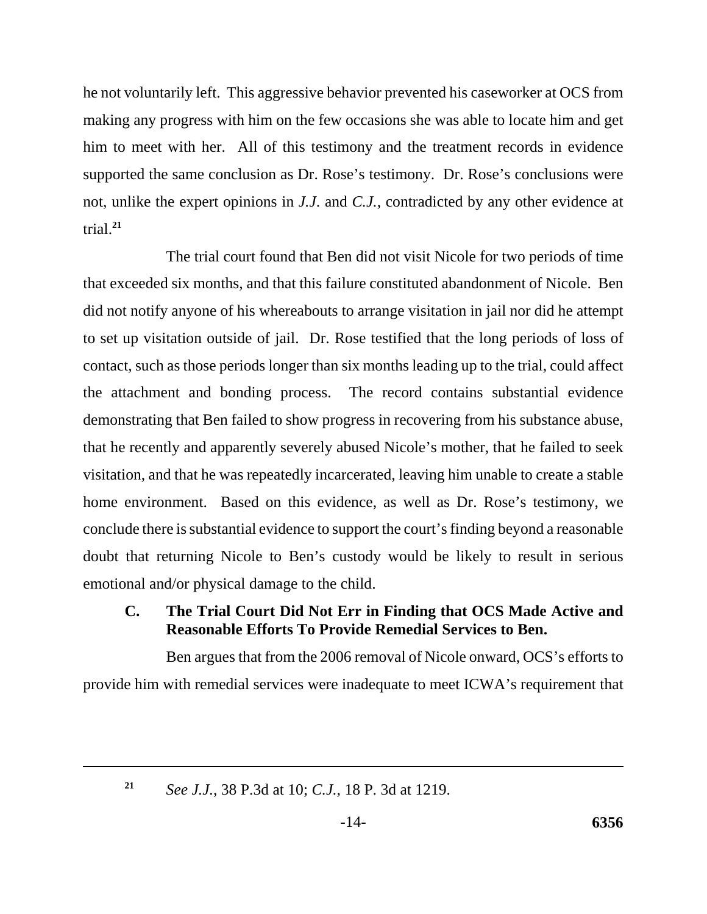he not voluntarily left. This aggressive behavior prevented his caseworker at OCS from making any progress with him on the few occasions she was able to locate him and get him to meet with her. All of this testimony and the treatment records in evidence supported the same conclusion as Dr. Rose's testimony. Dr. Rose's conclusions were not, unlike the expert opinions in *J.J*. and *C.J.*, contradicted by any other evidence at trial.[21]

The trial court found that Ben did not visit Nicole for two periods of time that exceeded six months, and that this failure constituted abandonment of Nicole. Ben did not notify anyone of his whereabouts to arrange visitation in jail nor did he attempt to set up visitation outside of jail. Dr. Rose testified that the long periods of loss of contact, such as those periods longer than six months leading up to the trial, could affect the attachment and bonding process. The record contains substantial evidence demonstrating that Ben failed to show progress in recovering from his substance abuse, that he recently and apparently severely abused Nicole's mother, that he failed to seek visitation, and that he was repeatedly incarcerated, leaving him unable to create a stable home environment. Based on this evidence, as well as Dr. Rose's testimony, we conclude there is substantial evidence to support the court's finding beyond a reasonable doubt that returning Nicole to Ben's custody would be likely to result in serious emotional and/or physical damage to the child.

### C. The Trial Court Did Not Err in Finding that OCS Made Active and Reasonable Efforts To Provide Remedial Services to Ben.

Ben argues that from the 2006 removal of Nicole onward, OCS's efforts to provide him with remedial services were inadequate to meet ICWA's requirement that

---

[21] *See J.J.*, 38 P.3d at 10; *C.J.*, 18 P. 3d at 1219.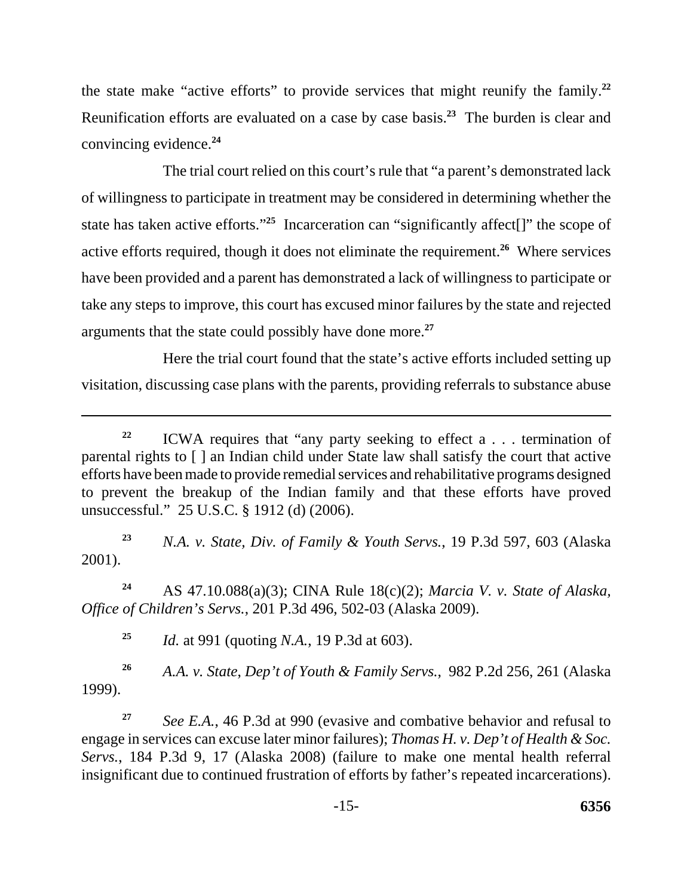the state make "active efforts" to provide services that might reunify the family.[22] Reunification efforts are evaluated on a case by case basis.[23] The burden is clear and convincing evidence.[24]

The trial court relied on this court's rule that "a parent's demonstrated lack of willingness to participate in treatment may be considered in determining whether the state has taken active efforts."[25] Incarceration can "significantly affect[]" the scope of active efforts required, though it does not eliminate the requirement.[26] Where services have been provided and a parent has demonstrated a lack of willingness to participate or take any steps to improve, this court has excused minor failures by the state and rejected arguments that the state could possibly have done more.[27]

Here the trial court found that the state's active efforts included setting up visitation, discussing case plans with the parents, providing referrals to substance abuse

---

[22] ICWA requires that "any party seeking to effect a . . . termination of parental rights to [ ] an Indian child under State law shall satisfy the court that active efforts have been made to provide remedial services and rehabilitative programs designed to prevent the breakup of the Indian family and that these efforts have proved unsuccessful." 25 U.S.C. § 1912 (d) (2006).

[23] *N.A. v. State, Div. of Family & Youth Servs.*, 19 P.3d 597, 603 (Alaska 2001).

[24] AS 47.10.088(a)(3); CINA Rule 18(c)(2); *Marcia V. v. State of Alaska, Office of Children's Servs.*, 201 P.3d 496, 502-03 (Alaska 2009).

[25] *Id.* at 991 (quoting *N.A.*, 19 P.3d at 603).

[26] *A.A. v. State, Dep't of Youth & Family Servs.*, 982 P.2d 256, 261 (Alaska 1999).

[27] *See E.A.*, 46 P.3d at 990 (evasive and combative behavior and refusal to engage in services can excuse later minor failures); *Thomas H. v. Dep't of Health & Soc. Servs.*, 184 P.3d 9, 17 (Alaska 2008) (failure to make one mental health referral insignificant due to continued frustration of efforts by father's repeated incarcerations).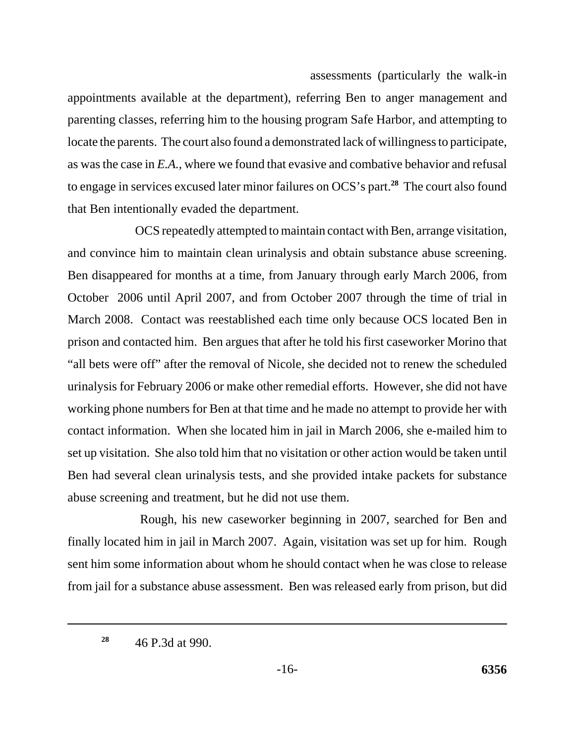assessments (particularly the walk-in appointments available at the department), referring Ben to anger management and parenting classes, referring him to the housing program Safe Harbor, and attempting to locate the parents. The court also found a demonstrated lack of willingness to participate, as was the case in *E.A.*, where we found that evasive and combative behavior and refusal to engage in services excused later minor failures on OCS's part.[28] The court also found that Ben intentionally evaded the department.

OCS repeatedly attempted to maintain contact with Ben, arrange visitation, and convince him to maintain clean urinalysis and obtain substance abuse screening. Ben disappeared for months at a time, from January through early March 2006, from October 2006 until April 2007, and from October 2007 through the time of trial in March 2008. Contact was reestablished each time only because OCS located Ben in prison and contacted him. Ben argues that after he told his first caseworker Morino that "all bets were off" after the removal of Nicole, she decided not to renew the scheduled urinalysis for February 2006 or make other remedial efforts. However, she did not have working phone numbers for Ben at that time and he made no attempt to provide her with contact information. When she located him in jail in March 2006, she e-mailed him to set up visitation. She also told him that no visitation or other action would be taken until Ben had several clean urinalysis tests, and she provided intake packets for substance abuse screening and treatment, but he did not use them.

Rough, his new caseworker beginning in 2007, searched for Ben and finally located him in jail in March 2007. Again, visitation was set up for him. Rough sent him some information about whom he should contact when he was close to release from jail for a substance abuse assessment. Ben was released early from prison, but did

---

[28] 46 P.3d at 990.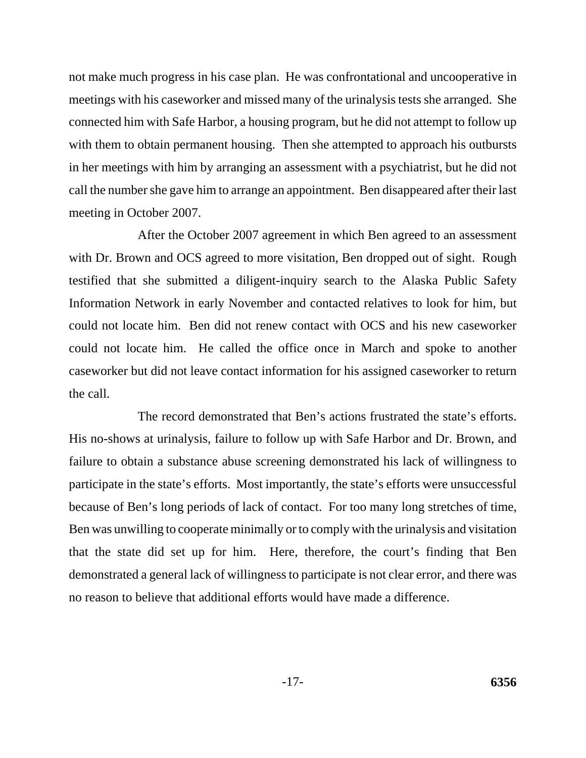not make much progress in his case plan. He was confrontational and uncooperative in meetings with his caseworker and missed many of the urinalysis tests she arranged. She connected him with Safe Harbor, a housing program, but he did not attempt to follow up with them to obtain permanent housing. Then she attempted to approach his outbursts in her meetings with him by arranging an assessment with a psychiatrist, but he did not call the number she gave him to arrange an appointment. Ben disappeared after their last meeting in October 2007.

After the October 2007 agreement in which Ben agreed to an assessment with Dr. Brown and OCS agreed to more visitation, Ben dropped out of sight. Rough testified that she submitted a diligent-inquiry search to the Alaska Public Safety Information Network in early November and contacted relatives to look for him, but could not locate him. Ben did not renew contact with OCS and his new caseworker could not locate him. He called the office once in March and spoke to another caseworker but did not leave contact information for his assigned caseworker to return the call.

The record demonstrated that Ben's actions frustrated the state's efforts. His no-shows at urinalysis, failure to follow up with Safe Harbor and Dr. Brown, and failure to obtain a substance abuse screening demonstrated his lack of willingness to participate in the state's efforts. Most importantly, the state's efforts were unsuccessful because of Ben's long periods of lack of contact. For too many long stretches of time, Ben was unwilling to cooperate minimally or to comply with the urinalysis and visitation that the state did set up for him. Here, therefore, the court's finding that Ben demonstrated a general lack of willingness to participate is not clear error, and there was no reason to believe that additional efforts would have made a difference.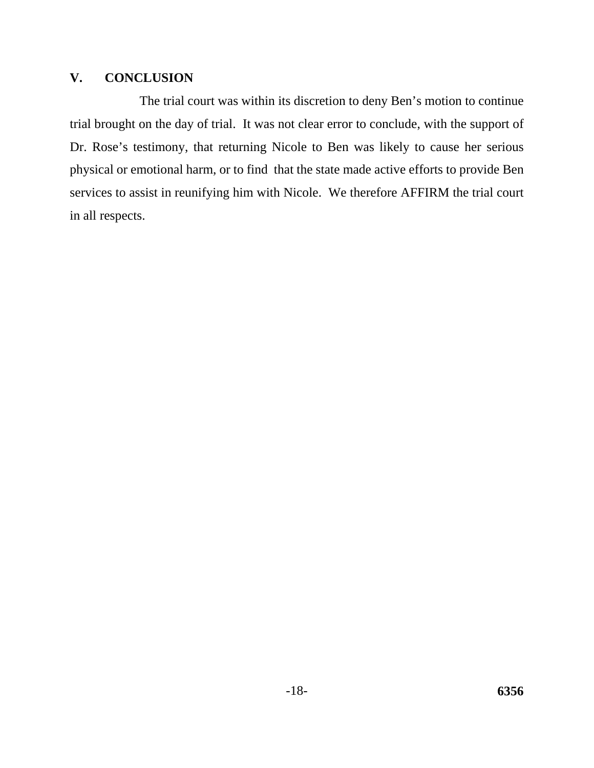## V. CONCLUSION

The trial court was within its discretion to deny Ben's motion to continue trial brought on the day of trial. It was not clear error to conclude, with the support of Dr. Rose's testimony, that returning Nicole to Ben was likely to cause her serious physical or emotional harm, or to find that the state made active efforts to provide Ben services to assist in reunifying him with Nicole. We therefore AFFIRM the trial court in all respects.